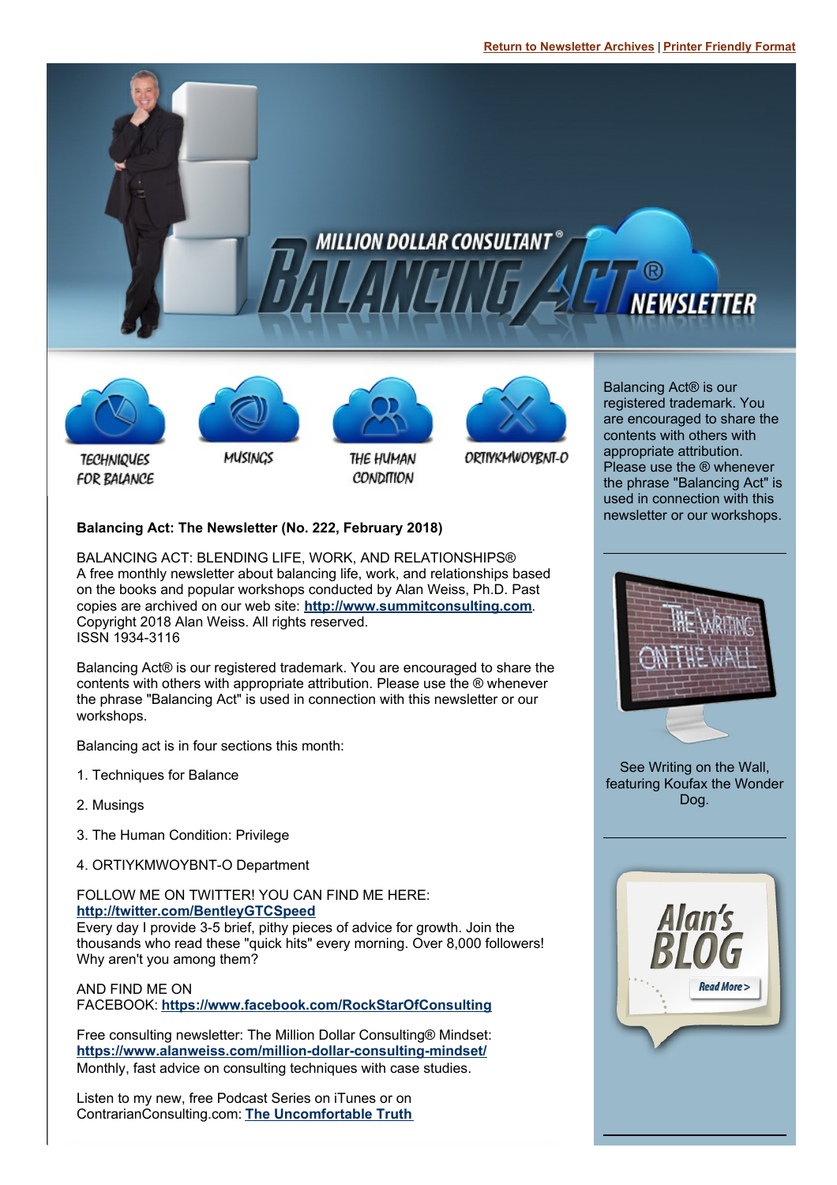Return to Newsletter Archives | Printer Friendly Format

MILLION DOLLAR CONSULTANT® BALANCING ACT® NEWSLETTER

TECHNIQUES FOR BALANCE | MUSINGS | THE HUMAN CONDITION | ORTIYKMWOYBNT-O

**Balancing Act: The Newsletter (No. 222, February 2018)**

BALANCING ACT: BLENDING LIFE, WORK, AND RELATIONSHIPS®
A free monthly newsletter about balancing life, work, and relationships based on the books and popular workshops conducted by Alan Weiss, Ph.D. Past copies are archived on our web site: **http://www.summitconsulting.com**.
Copyright 2018 Alan Weiss. All rights reserved.
ISSN 1934-3116

Balancing Act® is our registered trademark. You are encouraged to share the contents with others with appropriate attribution. Please use the ® whenever the phrase "Balancing Act" is used in connection with this newsletter or our workshops.

Balancing act is in four sections this month:

1. Techniques for Balance

2. Musings

3. The Human Condition: Privilege

4. ORTIYKMWOYBNT-O Department

FOLLOW ME ON TWITTER! YOU CAN FIND ME HERE:
**http://twitter.com/BentleyGTCSpeed**
Every day I provide 3-5 brief, pithy pieces of advice for growth. Join the thousands who read these "quick hits" every morning. Over 8,000 followers! Why aren't you among them?

AND FIND ME ON
FACEBOOK: **https://www.facebook.com/RockStarOfConsulting**

Free consulting newsletter: The Million Dollar Consulting® Mindset:
**https://www.alanweiss.com/million-dollar-consulting-mindset/**
Monthly, fast advice on consulting techniques with case studies.

Listen to my new, free Podcast Series on iTunes or on ContrarianConsulting.com: **The Uncomfortable Truth**

Balancing Act® is our registered trademark. You are encouraged to share the contents with others with appropriate attribution. Please use the ® whenever the phrase "Balancing Act" is used in connection with this newsletter or our workshops.

THE WRITING ON THE WALL

See Writing on the Wall, featuring Koufax the Wonder Dog.

Alan's BLOG
Read More >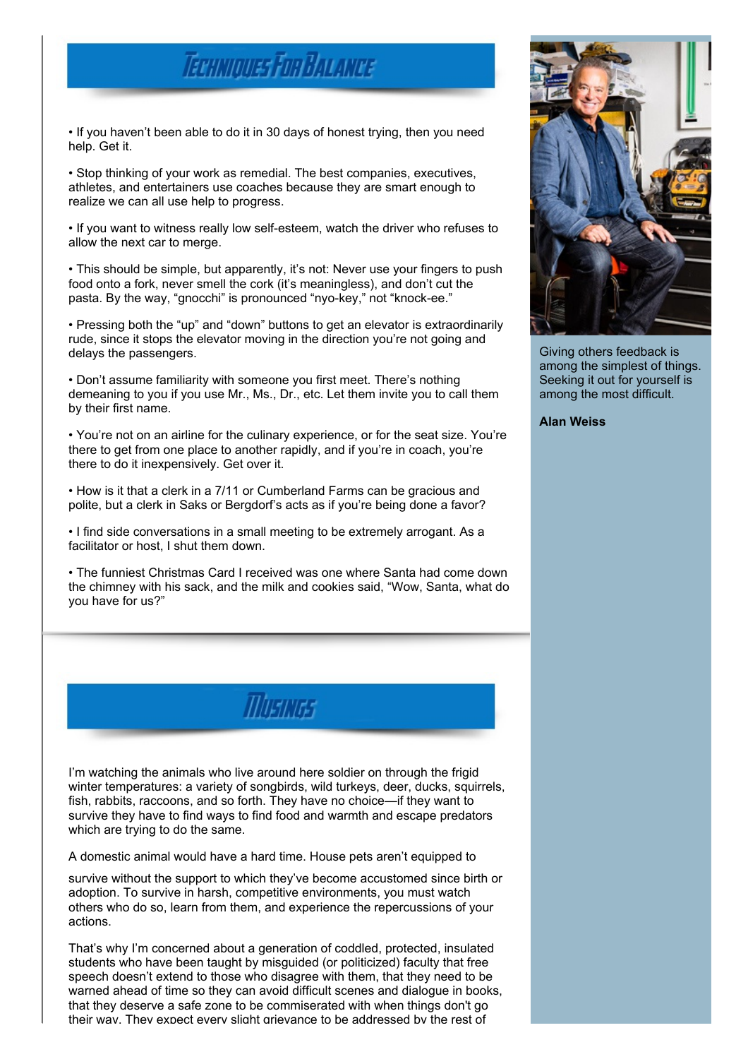## Techniques For Balance

- If you haven't been able to do it in 30 days of honest trying, then you need help. Get it.

- Stop thinking of your work as remedial. The best companies, executives, athletes, and entertainers use coaches because they are smart enough to realize we can all use help to progress.

- If you want to witness really low self-esteem, watch the driver who refuses to allow the next car to merge.

- This should be simple, but apparently, it's not: Never use your fingers to push food onto a fork, never smell the cork (it's meaningless), and don't cut the pasta. By the way, "gnocchi" is pronounced "nyo-key," not "knock-ee."

- Pressing both the "up" and "down" buttons to get an elevator is extraordinarily rude, since it stops the elevator moving in the direction you're not going and delays the passengers.

- Don't assume familiarity with someone you first meet. There's nothing demeaning to you if you use Mr., Ms., Dr., etc. Let them invite you to call them by their first name.

- You're not on an airline for the culinary experience, or for the seat size. You're there to get from one place to another rapidly, and if you're in coach, you're there to do it inexpensively. Get over it.

- How is it that a clerk in a 7/11 or Cumberland Farms can be gracious and polite, but a clerk in Saks or Bergdorf's acts as if you're being done a favor?

- I find side conversations in a small meeting to be extremely arrogant. As a facilitator or host, I shut them down.

- The funniest Christmas Card I received was one where Santa had come down the chimney with his sack, and the milk and cookies said, "Wow, Santa, what do you have for us?"

Giving others feedback is among the simplest of things. Seeking it out for yourself is among the most difficult.

**Alan Weiss**

## Musings

I'm watching the animals who live around here soldier on through the frigid winter temperatures: a variety of songbirds, wild turkeys, deer, ducks, squirrels, fish, rabbits, raccoons, and so forth. They have no choice—if they want to survive they have to find ways to find food and warmth and escape predators which are trying to do the same.

A domestic animal would have a hard time. House pets aren't equipped to

survive without the support to which they've become accustomed since birth or adoption. To survive in harsh, competitive environments, you must watch others who do so, learn from them, and experience the repercussions of your actions.

That's why I'm concerned about a generation of coddled, protected, insulated students who have been taught by misguided (or politicized) faculty that free speech doesn't extend to those who disagree with them, that they need to be warned ahead of time so they can avoid difficult scenes and dialogue in books, that they deserve a safe zone to be commiserated with when things don't go their way. They expect every slight grievance to be addressed by the rest of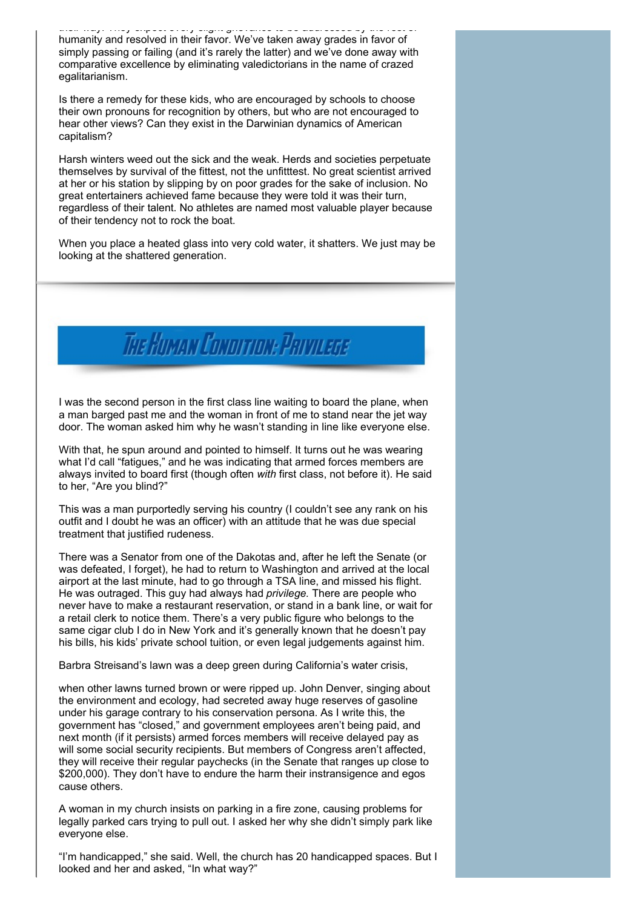their way. They expect every slight grievance to be addressed by the rest of humanity and resolved in their favor. We've taken away grades in favor of simply passing or failing (and it's rarely the latter) and we've done away with comparative excellence by eliminating valedictorians in the name of crazed egalitarianism.

Is there a remedy for these kids, who are encouraged by schools to choose their own pronouns for recognition by others, but who are not encouraged to hear other views? Can they exist in the Darwinian dynamics of American capitalism?

Harsh winters weed out the sick and the weak. Herds and societies perpetuate themselves by survival of the fittest, not the unfitttest. No great scientist arrived at her or his station by slipping by on poor grades for the sake of inclusion. No great entertainers achieved fame because they were told it was their turn, regardless of their talent. No athletes are named most valuable player because of their tendency not to rock the boat.

When you place a heated glass into very cold water, it shatters. We just may be looking at the shattered generation.

## The Human Condition: Privilege

I was the second person in the first class line waiting to board the plane, when a man barged past me and the woman in front of me to stand near the jet way door. The woman asked him why he wasn't standing in line like everyone else.

With that, he spun around and pointed to himself. It turns out he was wearing what I'd call "fatigues," and he was indicating that armed forces members are always invited to board first (though often *with* first class, not before it). He said to her, "Are you blind?"

This was a man purportedly serving his country (I couldn't see any rank on his outfit and I doubt he was an officer) with an attitude that he was due special treatment that justified rudeness.

There was a Senator from one of the Dakotas and, after he left the Senate (or was defeated, I forget), he had to return to Washington and arrived at the local airport at the last minute, had to go through a TSA line, and missed his flight. He was outraged. This guy had always had *privilege.* There are people who never have to make a restaurant reservation, or stand in a bank line, or wait for a retail clerk to notice them. There's a very public figure who belongs to the same cigar club I do in New York and it's generally known that he doesn't pay his bills, his kids' private school tuition, or even legal judgements against him.

Barbra Streisand's lawn was a deep green during California's water crisis,

when other lawns turned brown or were ripped up. John Denver, singing about the environment and ecology, had secreted away huge reserves of gasoline under his garage contrary to his conservation persona. As I write this, the government has "closed," and government employees aren't being paid, and next month (if it persists) armed forces members will receive delayed pay as will some social security recipients. But members of Congress aren't affected, they will receive their regular paychecks (in the Senate that ranges up close to \$200,000). They don't have to endure the harm their instransigence and egos cause others.

A woman in my church insists on parking in a fire zone, causing problems for legally parked cars trying to pull out. I asked her why she didn't simply park like everyone else.

"I'm handicapped," she said. Well, the church has 20 handicapped spaces. But I looked and her and asked, "In what way?"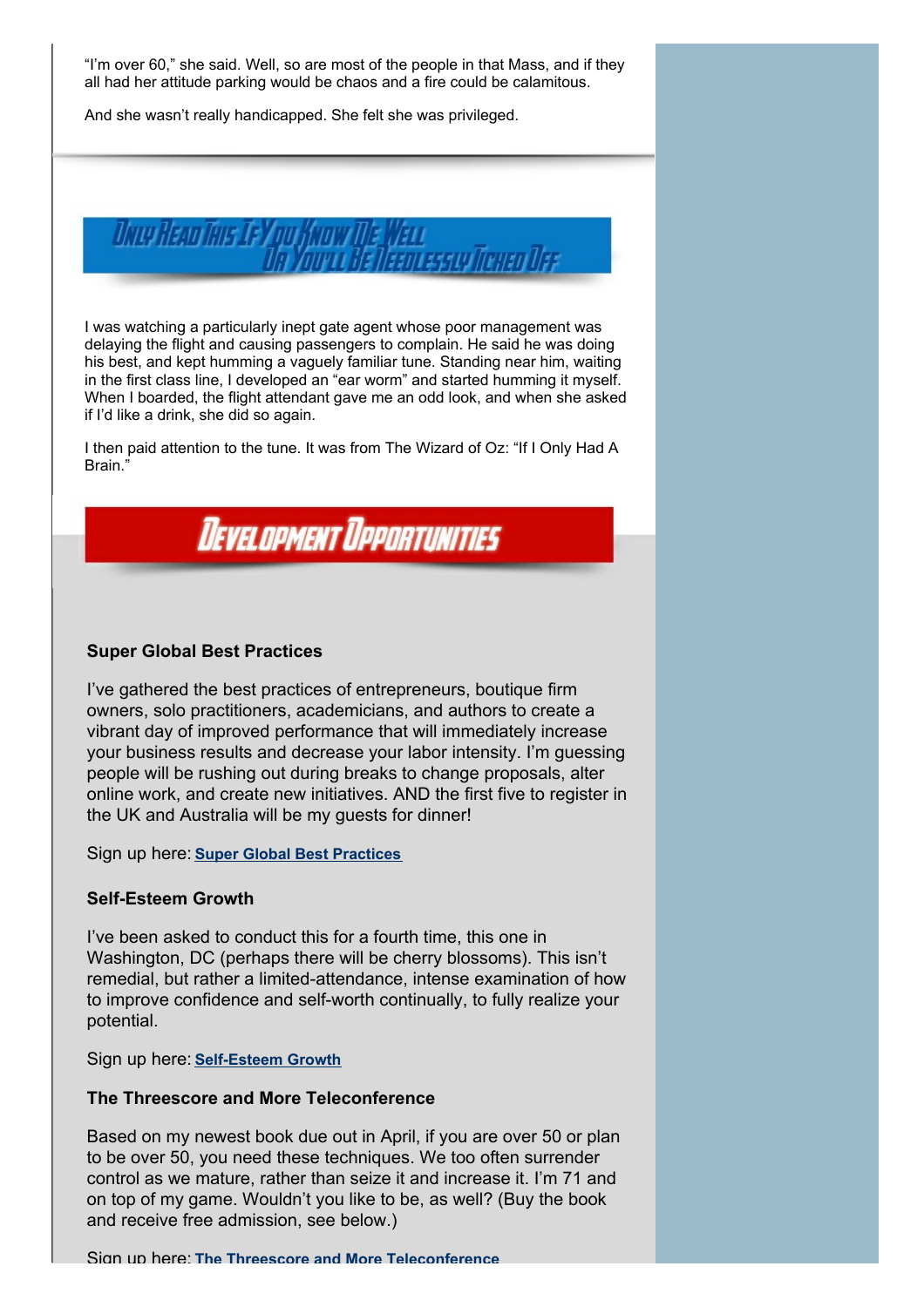"I'm over 60," she said. Well, so are most of the people in that Mass, and if they all had her attitude parking would be chaos and a fire could be calamitous.

And she wasn't really handicapped. She felt she was privileged.

## Only Read This If You Know Me Well Or You'll Be Needlessly Ticked Off

I was watching a particularly inept gate agent whose poor management was delaying the flight and causing passengers to complain. He said he was doing his best, and kept humming a vaguely familiar tune. Standing near him, waiting in the first class line, I developed an "ear worm" and started humming it myself. When I boarded, the flight attendant gave me an odd look, and when she asked if I'd like a drink, she did so again.

I then paid attention to the tune. It was from The Wizard of Oz: "If I Only Had A Brain."

## Development Opportunities

**Super Global Best Practices**

I've gathered the best practices of entrepreneurs, boutique firm owners, solo practitioners, academicians, and authors to create a vibrant day of improved performance that will immediately increase your business results and decrease your labor intensity. I'm guessing people will be rushing out during breaks to change proposals, alter online work, and create new initiatives. AND the first five to register in the UK and Australia will be my guests for dinner!

Sign up here: **Super Global Best Practices**

**Self-Esteem Growth**

I've been asked to conduct this for a fourth time, this one in Washington, DC (perhaps there will be cherry blossoms). This isn't remedial, but rather a limited-attendance, intense examination of how to improve confidence and self-worth continually, to fully realize your potential.

Sign up here: **Self-Esteem Growth**

**The Threescore and More Teleconference**

Based on my newest book due out in April, if you are over 50 or plan to be over 50, you need these techniques. We too often surrender control as we mature, rather than seize it and increase it. I'm 71 and on top of my game. Wouldn't you like to be, as well? (Buy the book and receive free admission, see below.)

Sign up here: **The Threescore and More Teleconference**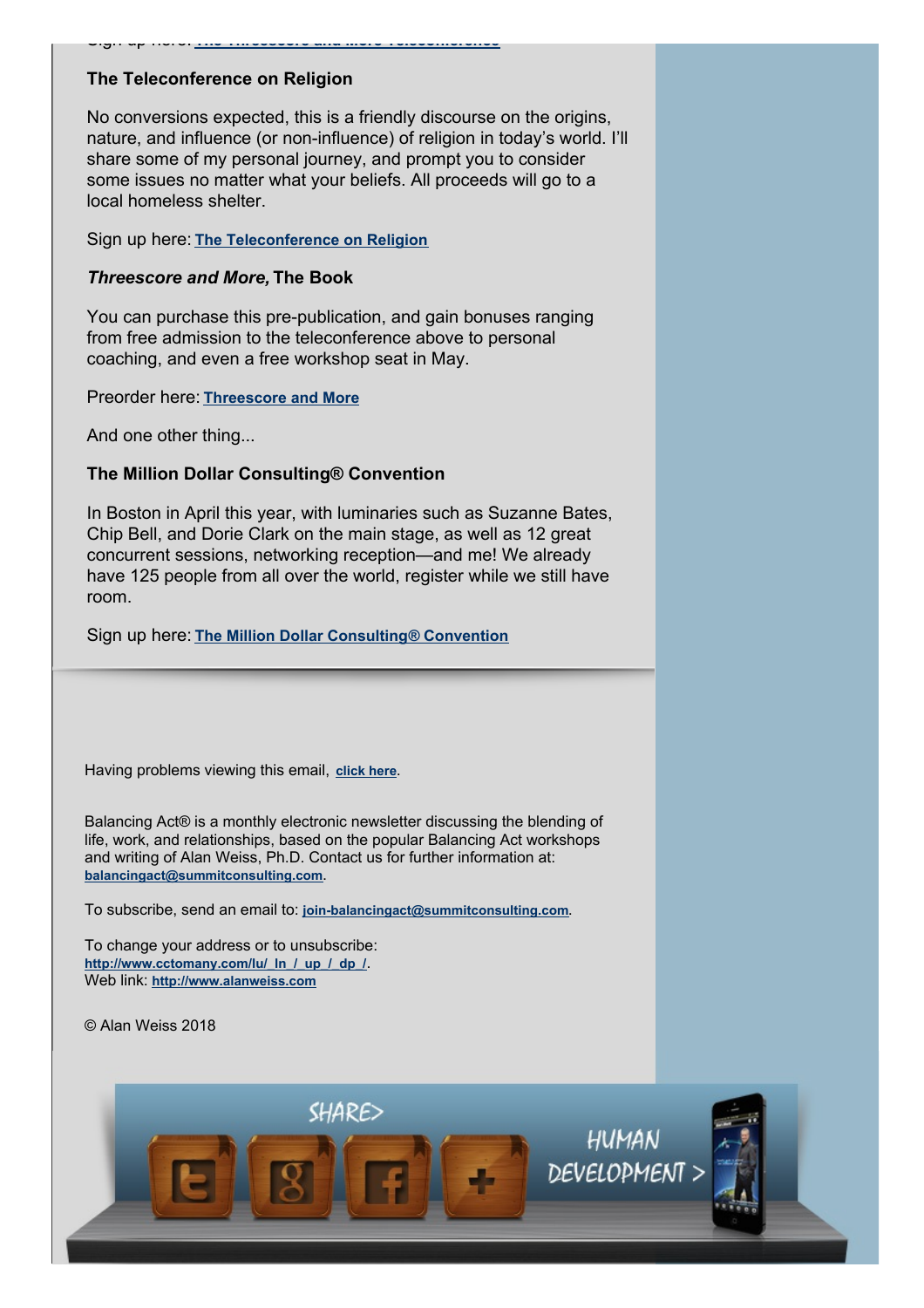Sign up here: The Threescore and More Teleconference

**The Teleconference on Religion**

No conversions expected, this is a friendly discourse on the origins, nature, and influence (or non-influence) of religion in today's world. I'll share some of my personal journey, and prompt you to consider some issues no matter what your beliefs. All proceeds will go to a local homeless shelter.

Sign up here: **The Teleconference on Religion**

***Threescore and More,* The Book**

You can purchase this pre-publication, and gain bonuses ranging from free admission to the teleconference above to personal coaching, and even a free workshop seat in May.

Preorder here: **Threescore and More**

And one other thing...

**The Million Dollar Consulting® Convention**

In Boston in April this year, with luminaries such as Suzanne Bates, Chip Bell, and Dorie Clark on the main stage, as well as 12 great concurrent sessions, networking reception—and me! We already have 125 people from all over the world, register while we still have room.

Sign up here: **The Million Dollar Consulting® Convention**

Having problems viewing this email, **click here**.

Balancing Act® is a monthly electronic newsletter discussing the blending of life, work, and relationships, based on the popular Balancing Act workshops and writing of Alan Weiss, Ph.D. Contact us for further information at: **balancingact@summitconsulting.com**.

To subscribe, send an email to: **join-balancingact@summitconsulting.com**.

To change your address or to unsubscribe: **http://www.cctomany.com/lu/_ln_/_up_/_dp_/**.
Web link: **http://www.alanweiss.com**

© Alan Weiss 2018

SHARE>

HUMAN DEVELOPMENT >